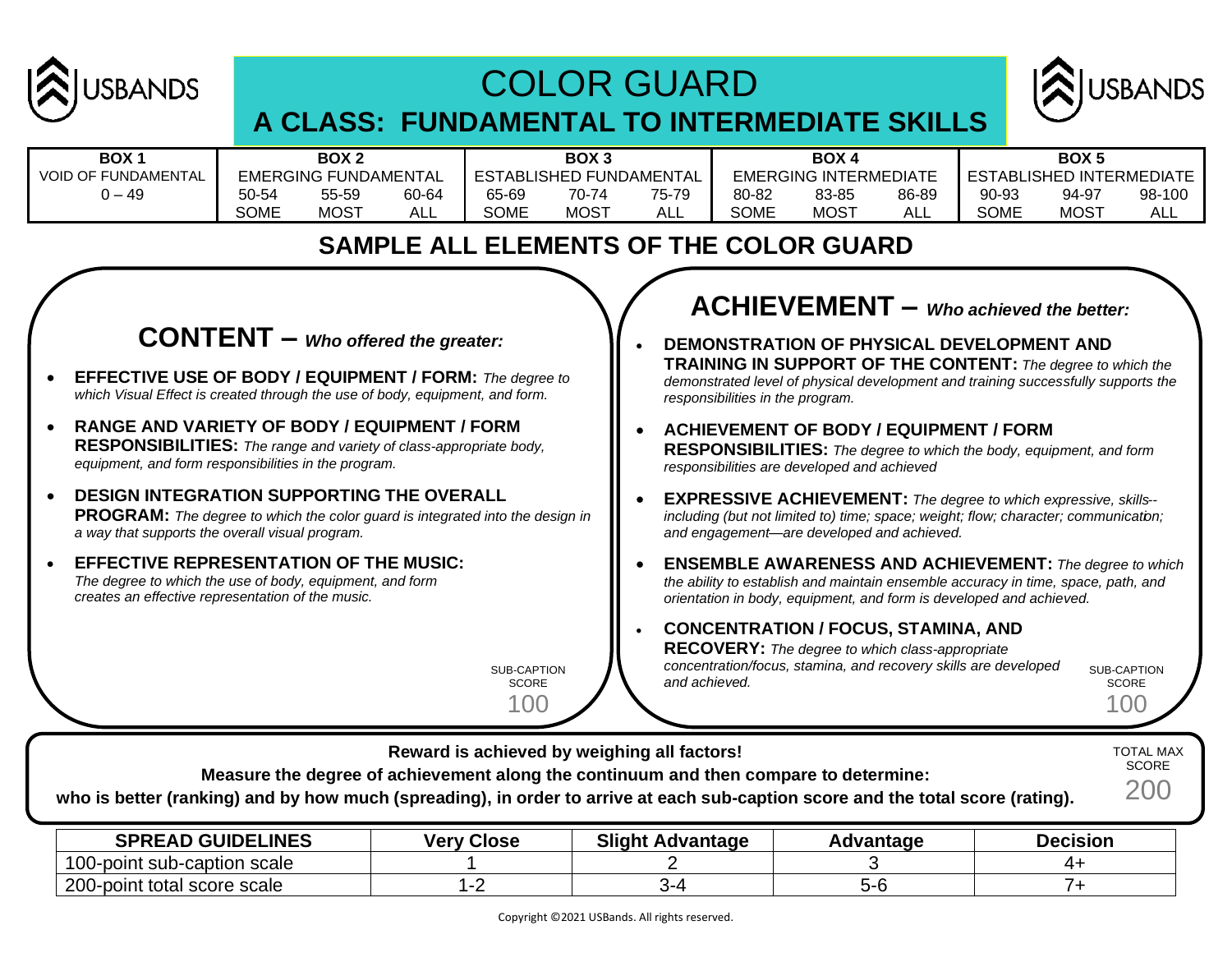# COLOR GUARD

## A CLASS: FUNDAMENTAL TO INTERMEDIATE SKILLS

| BOX 1 | BOX 2 | | | BOX 3 | | | BOX 4 | | | BOX 5 | | |
|---|---|---|---|---|---|---|---|---|---|---|---|---|
| VOID OF FUNDAMENTAL | EMERGING FUNDAMENTAL | | | ESTABLISHED FUNDAMENTAL | | | EMERGING INTERMEDIATE | | | ESTABLISHED INTERMEDIATE | | |
| 0 – 49 | 50-54 | 55-59 | 60-64 | 65-69 | 70-74 | 75-79 | 80-82 | 83-85 | 86-89 | 90-93 | 94-97 | 98-100 |
| | SOME | MOST | ALL | SOME | MOST | ALL | SOME | MOST | ALL | SOME | MOST | ALL |

## SAMPLE ALL ELEMENTS OF THE COLOR GUARD

### CONTENT – *Who offered the greater:*

- **EFFECTIVE USE OF BODY / EQUIPMENT / FORM:** *The degree to which Visual Effect is created through the use of body, equipment, and form.*
- **RANGE AND VARIETY OF BODY / EQUIPMENT / FORM RESPONSIBILITIES:** *The range and variety of class-appropriate body, equipment, and form responsibilities in the program.*
- **DESIGN INTEGRATION SUPPORTING THE OVERALL PROGRAM:** *The degree to which the color guard is integrated into the design in a way that supports the overall visual program.*
- **EFFECTIVE REPRESENTATION OF THE MUSIC:** *The degree to which the use of body, equipment, and form creates an effective representation of the music.*

SUB-CAPTION SCORE 100

### ACHIEVEMENT – *Who achieved the better:*

- **DEMONSTRATION OF PHYSICAL DEVELOPMENT AND TRAINING IN SUPPORT OF THE CONTENT:** *The degree to which the demonstrated level of physical development and training successfully supports the responsibilities in the program.*
- **ACHIEVEMENT OF BODY / EQUIPMENT / FORM RESPONSIBILITIES:** *The degree to which the body, equipment, and form responsibilities are developed and achieved*
- **EXPRESSIVE ACHIEVEMENT:** *The degree to which expressive, skills--including (but not limited to) time; space; weight; flow; character; communication; and engagement—are developed and achieved.*
- **ENSEMBLE AWARENESS AND ACHIEVEMENT:** *The degree to which the ability to establish and maintain ensemble accuracy in time, space, path, and orientation in body, equipment, and form is developed and achieved.*
- **CONCENTRATION / FOCUS, STAMINA, AND RECOVERY:** *The degree to which class-appropriate concentration/focus, stamina, and recovery skills are developed and achieved.*

SUB-CAPTION SCORE 100

**Reward is achieved by weighing all factors!**
**Measure the degree of achievement along the continuum and then compare to determine:**
**who is better (ranking) and by how much (spreading), in order to arrive at each sub-caption score and the total score (rating).**

TOTAL MAX SCORE 200

| SPREAD GUIDELINES | Very Close | Slight Advantage | Advantage | Decision |
|---|---|---|---|---|
| 100-point sub-caption scale | 1 | 2 | 3 | 4+ |
| 200-point total score scale | 1-2 | 3-4 | 5-6 | 7+ |

Copyright ©2021 USBands. All rights reserved.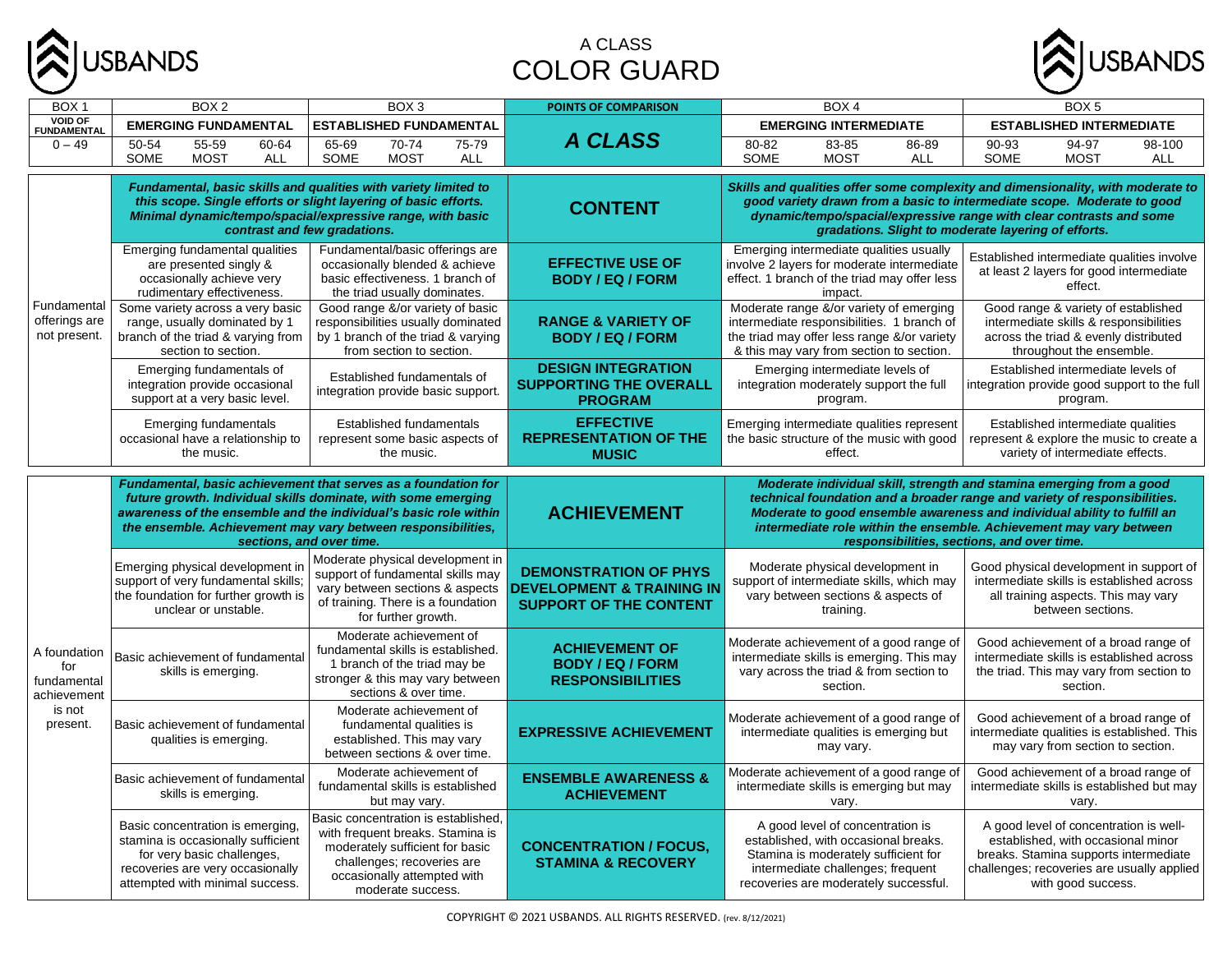# A CLASS
# COLOR GUARD

| BOX 1 | BOX 2 | | | BOX 3 | | | POINTS OF COMPARISON | BOX 4 | | | BOX 5 | | |
|---|---|---|---|---|---|---|---|---|---|---|---|---|---|
| VOID OF FUNDAMENTAL | EMERGING FUNDAMENTAL | | | ESTABLISHED FUNDAMENTAL | | | ***A CLASS*** | EMERGING INTERMEDIATE | | | ESTABLISHED INTERMEDIATE | | |
| 0 – 49 | 50-54 SOME | 55-59 MOST | 60-64 ALL | 65-69 SOME | 70-74 MOST | 75-79 ALL | | 80-82 SOME | 83-85 MOST | 86-89 ALL | 90-93 SOME | 94-97 MOST | 98-100 ALL |

| | Box 2 | Box 3 | POINTS OF COMPARISON | Box 4 | Box 5 |
|---|---|---|---|---|---|
| Fundamental offerings are not present. | ***Fundamental, basic skills and qualities with variety limited to this scope. Single efforts or slight layering of basic efforts. Minimal dynamic/tempo/spacial/expressive range, with basic contrast and few gradations.*** | | **CONTENT** | ***Skills and qualities offer some complexity and dimensionality, with moderate to good variety drawn from a basic to intermediate scope. Moderate to good dynamic/tempo/spacial/expressive range with clear contrasts and some gradations. Slight to moderate layering of efforts.*** | |
| | Emerging fundamental qualities are presented singly & occasionally achieve very rudimentary effectiveness. | Fundamental/basic offerings are occasionally blended & achieve basic effectiveness. 1 branch of the triad usually dominates. | **EFFECTIVE USE OF BODY / EQ / FORM** | Emerging intermediate qualities usually involve 2 layers for moderate intermediate effect. 1 branch of the triad may offer less impact. | Established intermediate qualities involve at least 2 layers for good intermediate effect. |
| | Some variety across a very basic range, usually dominated by 1 branch of the triad & varying from section to section. | Good range &/or variety of basic responsibilities usually dominated by 1 branch of the triad & varying from section to section. | **RANGE & VARIETY OF BODY / EQ / FORM** | Moderate range &/or variety of emerging intermediate responsibilities. 1 branch of the triad may offer less range &/or variety & this may vary from section to section. | Good range & variety of established intermediate skills & responsibilities across the triad & evenly distributed throughout the ensemble. |
| | Emerging fundamentals of integration provide occasional support at a very basic level. | Established fundamentals of integration provide basic support. | **DESIGN INTEGRATION SUPPORTING THE OVERALL PROGRAM** | Emerging intermediate levels of integration moderately support the full program. | Established intermediate levels of integration provide good support to the full program. |
| | Emerging fundamentals occasional have a relationship to the music. | Established fundamentals represent some basic aspects of the music. | **EFFECTIVE REPRESENTATION OF THE MUSIC** | Emerging intermediate qualities represent the basic structure of the music with good effect. | Established intermediate qualities represent & explore the music to create a variety of intermediate effects. |

| | Box 2 | Box 3 | POINTS OF COMPARISON | Box 4 | Box 5 |
|---|---|---|---|---|---|
| A foundation for fundamental achievement is not present. | ***Fundamental, basic achievement that serves as a foundation for future growth. Individual skills dominate, with some emerging awareness of the ensemble and the individual's basic role within the ensemble. Achievement may vary between responsibilities, sections, and over time.*** | | **ACHIEVEMENT** | ***Moderate individual skill, strength and stamina emerging from a good technical foundation and a broader range and variety of responsibilities. Moderate to good ensemble awareness and individual ability to fulfill an intermediate role within the ensemble. Achievement may vary between responsibilities, sections, and over time.*** | |
| | Emerging physical development in support of very fundamental skills; the foundation for further growth is unclear or unstable. | Moderate physical development in support of fundamental skills may vary between sections & aspects of training. There is a foundation for further growth. | **DEMONSTRATION OF PHYS DEVELOPMENT & TRAINING IN SUPPORT OF THE CONTENT** | Moderate physical development in support of intermediate skills, which may vary between sections & aspects of training. | Good physical development in support of intermediate skills is established across all training aspects. This may vary between sections. |
| | Basic achievement of fundamental skills is emerging. | Moderate achievement of fundamental skills is established. 1 branch of the triad may be stronger & this may vary between sections & over time. | **ACHIEVEMENT OF BODY / EQ / FORM RESPONSIBILITIES** | Moderate achievement of a good range of intermediate skills is emerging. This may vary across the triad & from section to section. | Good achievement of a broad range of intermediate skills is established across the triad. This may vary from section to section. |
| | Basic achievement of fundamental qualities is emerging. | Moderate achievement of fundamental qualities is established. This may vary between sections & over time. | **EXPRESSIVE ACHIEVEMENT** | Moderate achievement of a good range of intermediate qualities is emerging but may vary. | Good achievement of a broad range of intermediate qualities is established. This may vary from section to section. |
| | Basic achievement of fundamental skills is emerging. | Moderate achievement of fundamental skills is established but may vary. | **ENSEMBLE AWARENESS & ACHIEVEMENT** | Moderate achievement of a good range of intermediate skills is emerging but may vary. | Good achievement of a broad range of intermediate skills is established but may vary. |
| | Basic concentration is emerging, stamina is occasionally sufficient for very basic challenges, recoveries are very occasionally attempted with minimal success. | Basic concentration is established, with frequent breaks. Stamina is moderately sufficient for basic challenges; recoveries are occasionally attempted with moderate success. | **CONCENTRATION / FOCUS, STAMINA & RECOVERY** | A good level of concentration is established, with occasional breaks. Stamina is moderately sufficient for intermediate challenges; frequent recoveries are moderately successful. | A good level of concentration is well-established, with occasional minor breaks. Stamina supports intermediate challenges; recoveries are usually applied with good success. |

COPYRIGHT © 2021 USBANDS. ALL RIGHTS RESERVED. (rev. 8/12/2021)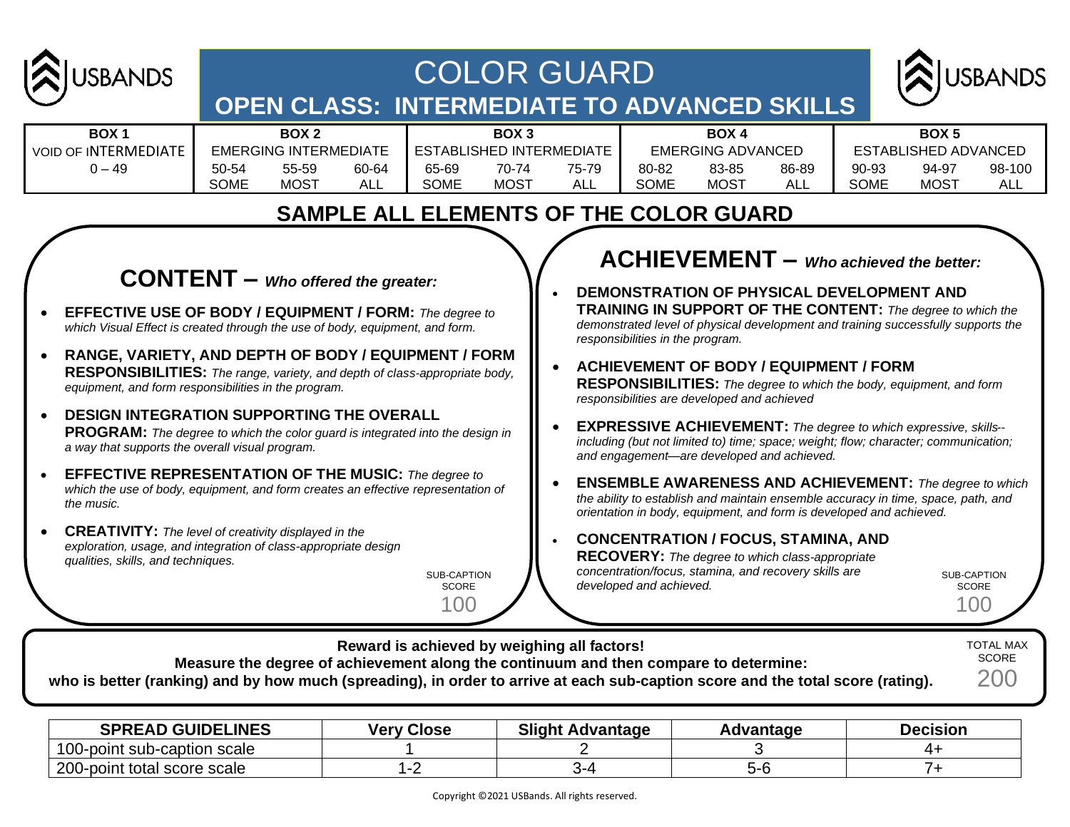# COLOR GUARD

## OPEN CLASS: INTERMEDIATE TO ADVANCED SKILLS

| BOX 1 | BOX 2 | | | BOX 3 | | | BOX 4 | | | BOX 5 | | |
|---|---|---|---|---|---|---|---|---|---|---|---|---|
| VOID OF INTERMEDIATE | EMERGING INTERMEDIATE | | | ESTABLISHED INTERMEDIATE | | | EMERGING ADVANCED | | | ESTABLISHED ADVANCED | | |
| 0 – 49 | 50-54 SOME | 55-59 MOST | 60-64 ALL | 65-69 SOME | 70-74 MOST | 75-79 ALL | 80-82 SOME | 83-85 MOST | 86-89 ALL | 90-93 SOME | 94-97 MOST | 98-100 ALL |

## SAMPLE ALL ELEMENTS OF THE COLOR GUARD

### CONTENT – *Who offered the greater:*

- **EFFECTIVE USE OF BODY / EQUIPMENT / FORM:** *The degree to which Visual Effect is created through the use of body, equipment, and form.*
- **RANGE, VARIETY, AND DEPTH OF BODY / EQUIPMENT / FORM RESPONSIBILITIES:** *The range, variety, and depth of class-appropriate body, equipment, and form responsibilities in the program.*
- **DESIGN INTEGRATION SUPPORTING THE OVERALL PROGRAM:** *The degree to which the color guard is integrated into the design in a way that supports the overall visual program.*
- **EFFECTIVE REPRESENTATION OF THE MUSIC:** *The degree to which the use of body, equipment, and form creates an effective representation of the music.*
- **CREATIVITY:** *The level of creativity displayed in the exploration, usage, and integration of class-appropriate design qualities, skills, and techniques.*

SUB-CAPTION SCORE 100

### ACHIEVEMENT – *Who achieved the better:*

- **DEMONSTRATION OF PHYSICAL DEVELOPMENT AND TRAINING IN SUPPORT OF THE CONTENT:** *The degree to which the demonstrated level of physical development and training successfully supports the responsibilities in the program.*
- **ACHIEVEMENT OF BODY / EQUIPMENT / FORM RESPONSIBILITIES:** *The degree to which the body, equipment, and form responsibilities are developed and achieved*
- **EXPRESSIVE ACHIEVEMENT:** *The degree to which expressive, skills--including (but not limited to) time; space; weight; flow; character; communication; and engagement—are developed and achieved.*
- **ENSEMBLE AWARENESS AND ACHIEVEMENT:** *The degree to which the ability to establish and maintain ensemble accuracy in time, space, path, and orientation in body, equipment, and form is developed and achieved.*
- **CONCENTRATION / FOCUS, STAMINA, AND RECOVERY:** *The degree to which class-appropriate concentration/focus, stamina, and recovery skills are developed and achieved.*

SUB-CAPTION SCORE 100

**Reward is achieved by weighing all factors!**
**Measure the degree of achievement along the continuum and then compare to determine:**
**who is better (ranking) and by how much (spreading), in order to arrive at each sub-caption score and the total score (rating).**

TOTAL MAX SCORE 200

| SPREAD GUIDELINES | Very Close | Slight Advantage | Advantage | Decision |
|---|---|---|---|---|
| 100-point sub-caption scale | 1 | 2 | 3 | 4+ |
| 200-point total score scale | 1-2 | 3-4 | 5-6 | 7+ |

Copyright ©2021 USBands. All rights reserved.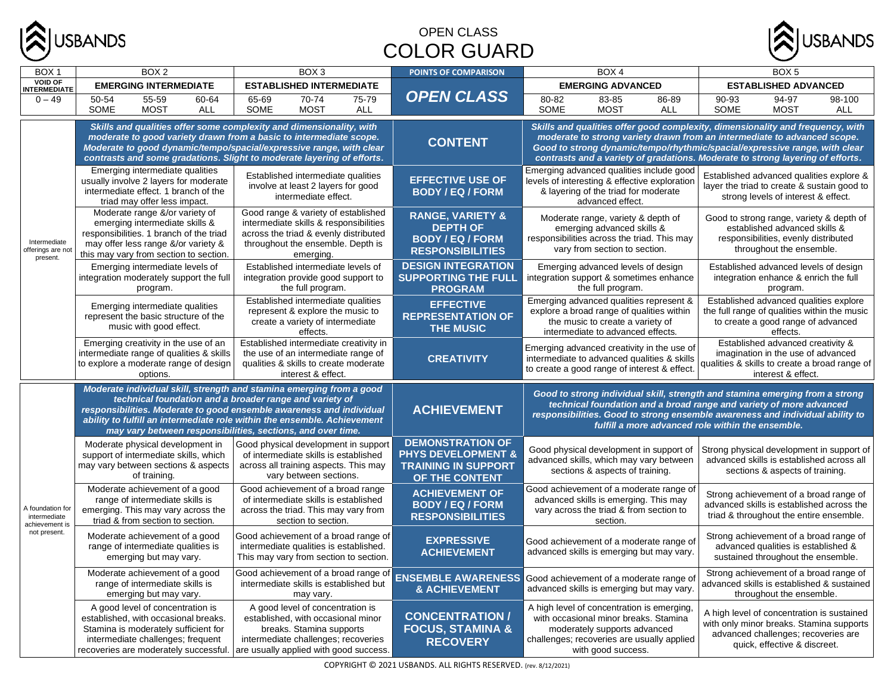# OPEN CLASS
# COLOR GUARD

| BOX 1 | BOX 2 | | | BOX 3 | | | POINTS OF COMPARISON | BOX 4 | | | BOX 5 | | |
|---|---|---|---|---|---|---|---|---|---|---|---|---|---|
| VOID OF INTERMEDIATE | EMERGING INTERMEDIATE | | | ESTABLISHED INTERMEDIATE | | | **OPEN CLASS** | EMERGING ADVANCED | | | ESTABLISHED ADVANCED | | |
| 0 – 49 | 50-54 SOME | 55-59 MOST | 60-64 ALL | 65-69 SOME | 70-74 MOST | 75-79 ALL | | 80-82 SOME | 83-85 MOST | 86-89 ALL | 90-93 SOME | 94-97 MOST | 98-100 ALL |

| BOX 1 | BOX 2 | BOX 3 | POINTS OF COMPARISON | BOX 4 | BOX 5 |
|---|---|---|---|---|---|
| Intermediate offerings are not present. | ***Skills and qualities offer some complexity and dimensionality, with moderate to good variety drawn from a basic to intermediate scope. Moderate to good dynamic/tempo/spatial/expressive range, with clear contrasts and some gradations. Slight to moderate layering of efforts.*** | | **CONTENT** | ***Skills and qualities offer good complexity, dimensionality and frequency, with moderate to strong variety drawn from an intermediate to advanced scope. Good to strong dynamic/tempo/rhythmic/spatial/expressive range, with clear contrasts and a variety of gradations. Moderate to strong layering of efforts.*** | |
| | Emerging intermediate qualities usually involve 2 layers for moderate intermediate effect. 1 branch of the triad may offer less impact. | Established intermediate qualities involve at least 2 layers for good intermediate effect. | **EFFECTIVE USE OF BODY / EQ / FORM** | Emerging advanced qualities include good levels of interesting & effective exploration & layering of the triad for moderate advanced effect. | Established advanced qualities explore & layer the triad to create & sustain good to strong levels of interest & effect. |
| | Moderate range &/or variety of emerging intermediate skills & responsibilities. 1 branch of the triad may offer less range &/or variety & this may vary from section to section. | Good range & variety of established intermediate skills & responsibilities across the triad & evenly distributed throughout the ensemble. Depth is emerging. | **RANGE, VARIETY & DEPTH OF BODY / EQ / FORM RESPONSIBILITIES** | Moderate range, variety & depth of emerging advanced skills & responsibilities across the triad. This may vary from section to section. | Good to strong range, variety & depth of established advanced skills & responsibilities, evenly distributed throughout the ensemble. |
| | Emerging intermediate levels of integration moderately support the full program. | Established intermediate levels of integration provide good support to the full program. | **DESIGN INTEGRATION SUPPORTING THE FULL PROGRAM** | Emerging advanced levels of design integration support & sometimes enhance the full program. | Established advanced levels of design integration enhance & enrich the full program. |
| | Emerging intermediate qualities represent the basic structure of the music with good effect. | Established intermediate qualities represent & explore the music to create a variety of intermediate effects. | **EFFECTIVE REPRESENTATION OF THE MUSIC** | Emerging advanced qualities represent & explore a broad range of qualities within the music to create a variety of intermediate to advanced effects. | Established advanced qualities explore the full range of qualities within the music to create a good range of advanced effects. |
| | Emerging creativity in the use of an intermediate range of qualities & skills to explore a moderate range of design options. | Established intermediate creativity in the use of an intermediate range of qualities & skills to create moderate interest & effect. | **CREATIVITY** | Emerging advanced creativity in the use of intermediate to advanced qualities & skills to create a good range of interest & effect. | Established advanced creativity & imagination in the use of advanced qualities & skills to create a broad range of interest & effect. |
| A foundation for intermediate achievement is not present. | ***Moderate individual skill, strength and stamina emerging from a good technical foundation and a broader range and variety of responsibilities. Moderate to good ensemble awareness and individual ability to fulfill an intermediate role within the ensemble. Achievement may vary between responsibilities, sections, and over time.*** | | **ACHIEVEMENT** | ***Good to strong individual skill, strength and stamina emerging from a strong technical foundation and a broad range and variety of more advanced responsibilities. Good to strong ensemble awareness and individual ability to fulfill a more advanced role within the ensemble.*** | |
| | Moderate physical development in support of intermediate skills, which may vary between sections & aspects of training. | Good physical development in support of intermediate skills is established across all training aspects. This may vary between sections. | **DEMONSTRATION OF PHYS DEVELOPMENT & TRAINING IN SUPPORT OF THE CONTENT** | Good physical development in support of advanced skills, which may vary between sections & aspects of training. | Strong physical development in support of advanced skills is established across all sections & aspects of training. |
| | Moderate achievement of a good range of intermediate skills is emerging. This may vary across the triad & from section to section. | Good achievement of a broad range of intermediate skills is established across the triad. This may vary from section to section. | **ACHIEVEMENT OF BODY / EQ / FORM RESPONSIBILITIES** | Good achievement of a moderate range of advanced skills is emerging. This may vary across the triad & from section to section. | Strong achievement of a broad range of advanced skills is established across the triad & throughout the entire ensemble. |
| | Moderate achievement of a good range of intermediate qualities is emerging but may vary. | Good achievement of a broad range of intermediate qualities is established. This may vary from section to section. | **EXPRESSIVE ACHIEVEMENT** | Good achievement of a moderate range of advanced skills is emerging but may vary. | Strong achievement of a broad range of advanced qualities is established & sustained throughout the ensemble. |
| | Moderate achievement of a good range of intermediate skills is emerging but may vary. | Good achievement of a broad range of intermediate skills is established but may vary. | **ENSEMBLE AWARENESS & ACHIEVEMENT** | Good achievement of a moderate range of advanced skills is emerging but may vary. | Strong achievement of a broad range of advanced skills is established & sustained throughout the ensemble. |
| | A good level of concentration is established, with occasional breaks. Stamina is moderately sufficient for intermediate challenges; frequent recoveries are moderately successful. | A good level of concentration is established, with occasional minor breaks. Stamina supports intermediate challenges; recoveries are usually applied with good success. | **CONCENTRATION / FOCUS, STAMINA & RECOVERY** | A high level of concentration is emerging, with occasional minor breaks. Stamina moderately supports advanced challenges; recoveries are usually applied with good success. | A high level of concentration is sustained with only minor breaks. Stamina supports advanced challenges; recoveries are quick, effective & discreet. |

COPYRIGHT © 2021 USBANDS. ALL RIGHTS RESERVED. (rev. 8/12/2021)